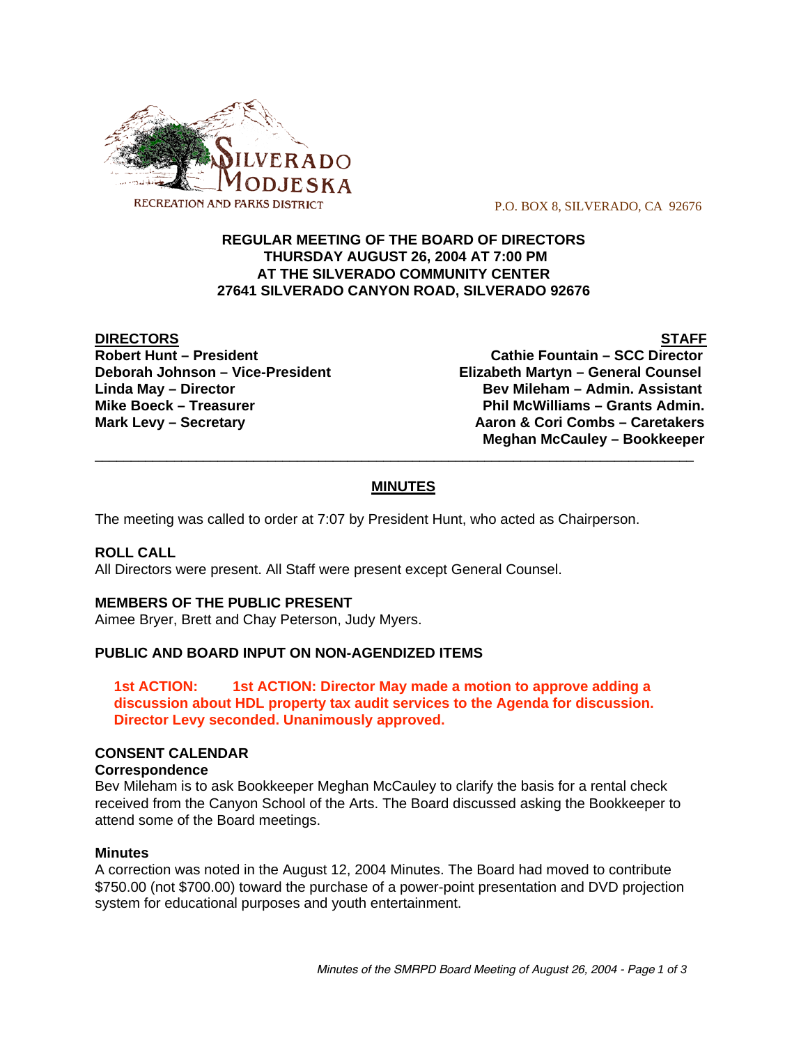SILVERADO MODJESKA
RECREATION AND PARKS DISTRICT

P.O. BOX 8, SILVERADO, CA 92676

**REGULAR MEETING OF THE BOARD OF DIRECTORS**
**THURSDAY AUGUST 26, 2004 AT 7:00 PM**
**AT THE SILVERADO COMMUNITY CENTER**
**27641 SILVERADO CANYON ROAD, SILVERADO 92676**

| **DIRECTORS** | **STAFF** |
|---|---|
| **Robert Hunt – President** | **Cathie Fountain – SCC Director** |
| **Deborah Johnson – Vice-President** | **Elizabeth Martyn – General Counsel** |
| **Linda May – Director** | **Bev Mileham – Admin. Assistant** |
| **Mike Boeck – Treasurer** | **Phil McWilliams – Grants Admin.** |
| **Mark Levy – Secretary** | **Aaron & Cori Combs – Caretakers** |
| | **Meghan McCauley – Bookkeeper** |

---

## MINUTES

The meeting was called to order at 7:07 by President Hunt, who acted as Chairperson.

### ROLL CALL

All Directors were present. All Staff were present except General Counsel.

### MEMBERS OF THE PUBLIC PRESENT

Aimee Bryer, Brett and Chay Peterson, Judy Myers.

### PUBLIC AND BOARD INPUT ON NON-AGENDIZED ITEMS

**1st ACTION: 1st ACTION: Director May made a motion to approve adding a discussion about HDL property tax audit services to the Agenda for discussion. Director Levy seconded. Unanimously approved.**

### CONSENT CALENDAR

**Correspondence**

Bev Mileham is to ask Bookkeeper Meghan McCauley to clarify the basis for a rental check received from the Canyon School of the Arts. The Board discussed asking the Bookkeeper to attend some of the Board meetings.

**Minutes**

A correction was noted in the August 12, 2004 Minutes. The Board had moved to contribute $750.00 (not $700.00) toward the purchase of a power-point presentation and DVD projection system for educational purposes and youth entertainment.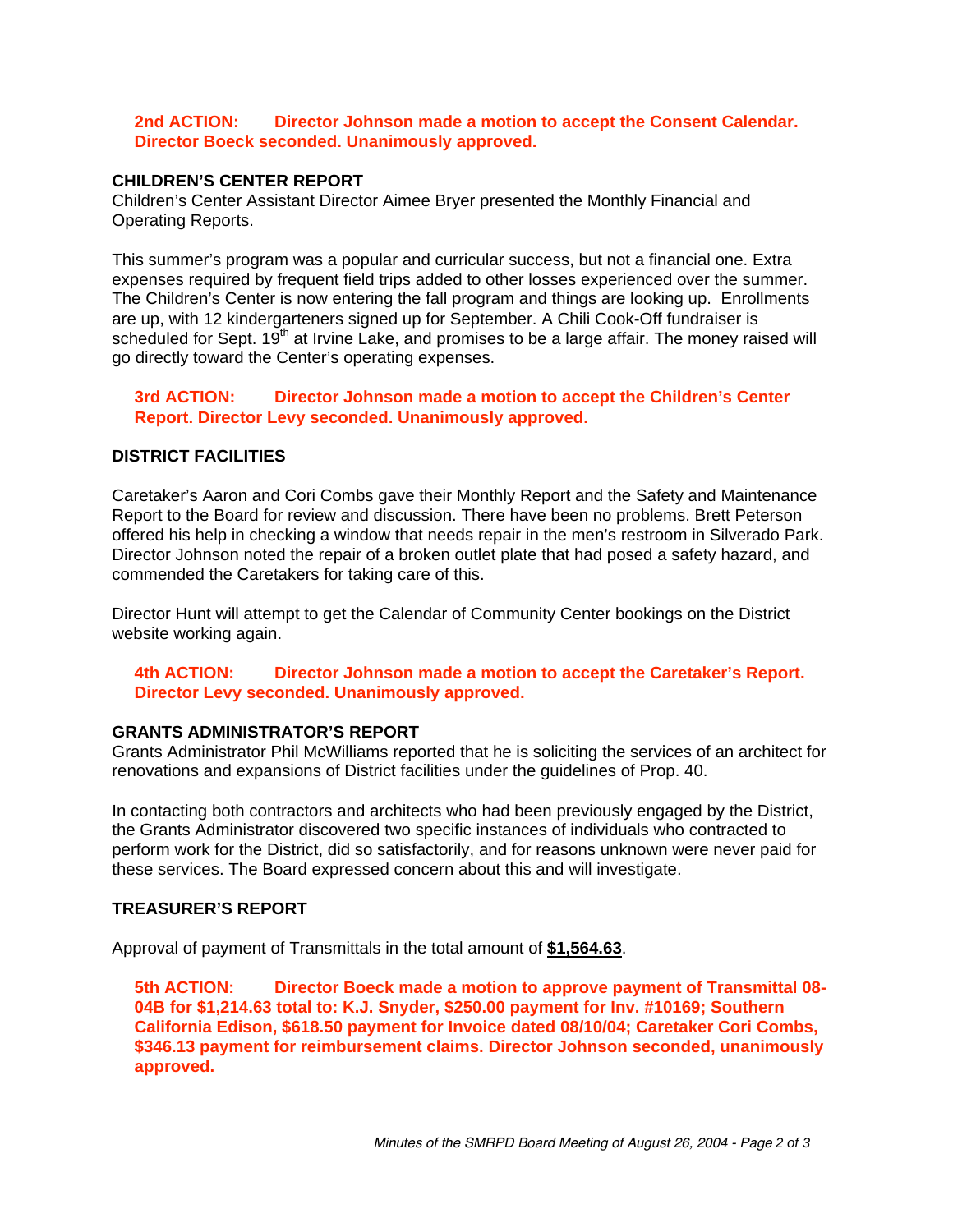**2nd ACTION: Director Johnson made a motion to accept the Consent Calendar. Director Boeck seconded. Unanimously approved.**

## CHILDREN'S CENTER REPORT

Children's Center Assistant Director Aimee Bryer presented the Monthly Financial and Operating Reports.

This summer's program was a popular and curricular success, but not a financial one. Extra expenses required by frequent field trips added to other losses experienced over the summer. The Children's Center is now entering the fall program and things are looking up. Enrollments are up, with 12 kindergarteners signed up for September. A Chili Cook-Off fundraiser is scheduled for Sept. 19th at Irvine Lake, and promises to be a large affair. The money raised will go directly toward the Center's operating expenses.

**3rd ACTION: Director Johnson made a motion to accept the Children's Center Report. Director Levy seconded. Unanimously approved.**

## DISTRICT FACILITIES

Caretaker's Aaron and Cori Combs gave their Monthly Report and the Safety and Maintenance Report to the Board for review and discussion. There have been no problems. Brett Peterson offered his help in checking a window that needs repair in the men's restroom in Silverado Park. Director Johnson noted the repair of a broken outlet plate that had posed a safety hazard, and commended the Caretakers for taking care of this.

Director Hunt will attempt to get the Calendar of Community Center bookings on the District website working again.

**4th ACTION: Director Johnson made a motion to accept the Caretaker's Report. Director Levy seconded. Unanimously approved.**

## GRANTS ADMINISTRATOR'S REPORT

Grants Administrator Phil McWilliams reported that he is soliciting the services of an architect for renovations and expansions of District facilities under the guidelines of Prop. 40.

In contacting both contractors and architects who had been previously engaged by the District, the Grants Administrator discovered two specific instances of individuals who contracted to perform work for the District, did so satisfactorily, and for reasons unknown were never paid for these services. The Board expressed concern about this and will investigate.

## TREASURER'S REPORT

Approval of payment of Transmittals in the total amount of **$1,564.63**.

**5th ACTION: Director Boeck made a motion to approve payment of Transmittal 08-04B for $1,214.63 total to: K.J. Snyder, $250.00 payment for Inv. #10169; Southern California Edison, $618.50 payment for Invoice dated 08/10/04; Caretaker Cori Combs, $346.13 payment for reimbursement claims. Director Johnson seconded, unanimously approved.**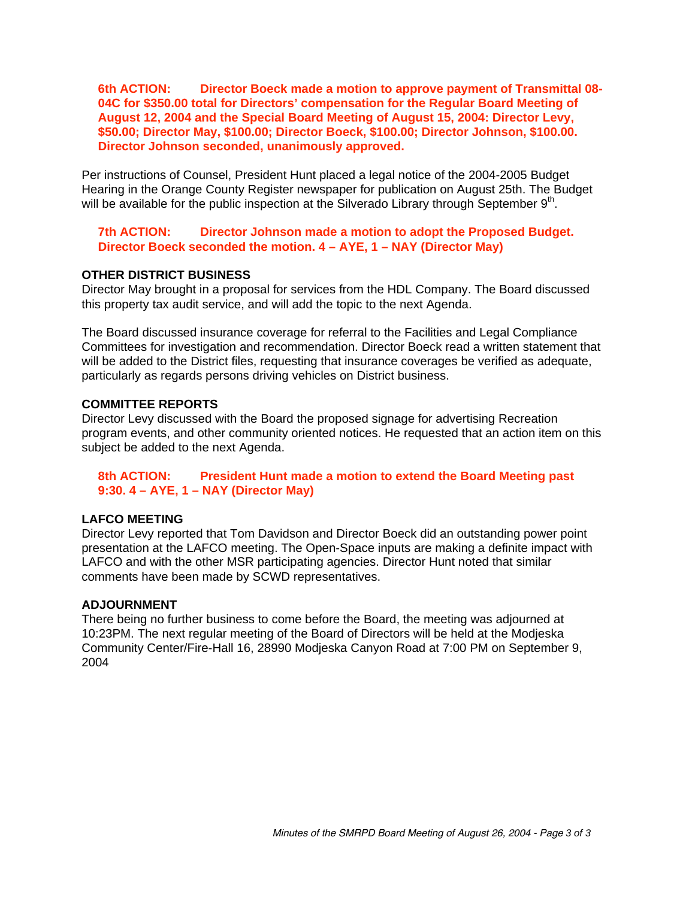**6th ACTION: Director Boeck made a motion to approve payment of Transmittal 08-04C for $350.00 total for Directors' compensation for the Regular Board Meeting of August 12, 2004 and the Special Board Meeting of August 15, 2004: Director Levy, $50.00; Director May, $100.00; Director Boeck, $100.00; Director Johnson, $100.00. Director Johnson seconded, unanimously approved.**

Per instructions of Counsel, President Hunt placed a legal notice of the 2004-2005 Budget Hearing in the Orange County Register newspaper for publication on August 25th. The Budget will be available for the public inspection at the Silverado Library through September 9th.

**7th ACTION: Director Johnson made a motion to adopt the Proposed Budget. Director Boeck seconded the motion. 4 – AYE, 1 – NAY (Director May)**

**OTHER DISTRICT BUSINESS**

Director May brought in a proposal for services from the HDL Company. The Board discussed this property tax audit service, and will add the topic to the next Agenda.

The Board discussed insurance coverage for referral to the Facilities and Legal Compliance Committees for investigation and recommendation. Director Boeck read a written statement that will be added to the District files, requesting that insurance coverages be verified as adequate, particularly as regards persons driving vehicles on District business.

**COMMITTEE REPORTS**

Director Levy discussed with the Board the proposed signage for advertising Recreation program events, and other community oriented notices. He requested that an action item on this subject be added to the next Agenda.

**8th ACTION: President Hunt made a motion to extend the Board Meeting past 9:30. 4 – AYE, 1 – NAY (Director May)**

**LAFCO MEETING**

Director Levy reported that Tom Davidson and Director Boeck did an outstanding power point presentation at the LAFCO meeting. The Open-Space inputs are making a definite impact with LAFCO and with the other MSR participating agencies. Director Hunt noted that similar comments have been made by SCWD representatives.

**ADJOURNMENT**

There being no further business to come before the Board, the meeting was adjourned at 10:23PM. The next regular meeting of the Board of Directors will be held at the Modjeska Community Center/Fire-Hall 16, 28990 Modjeska Canyon Road at 7:00 PM on September 9, 2004